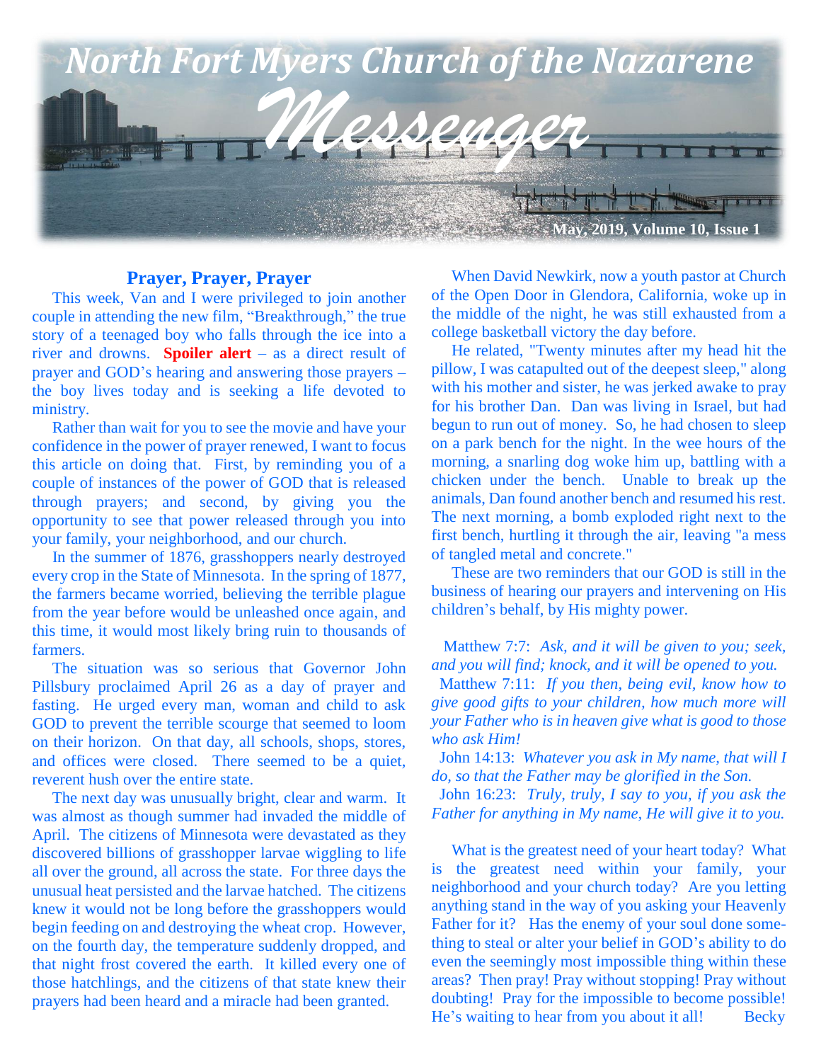# North Fort Myers Church of the Nazarene

# Messenger

**May, 2019, Volume 10, Issue 1**

## Prayer, Prayer, Prayer

This week, Van and I were privileged to join another couple in attending the new film, "Breakthrough," the true story of a teenaged boy who falls through the ice into a river and drowns. **Spoiler alert** – as a direct result of prayer and GOD's hearing and answering those prayers – the boy lives today and is seeking a life devoted to ministry.

Rather than wait for you to see the movie and have your confidence in the power of prayer renewed, I want to focus this article on doing that. First, by reminding you of a couple of instances of the power of GOD that is released through prayers; and second, by giving you the opportunity to see that power released through you into your family, your neighborhood, and our church.

In the summer of 1876, grasshoppers nearly destroyed every crop in the State of Minnesota. In the spring of 1877, the farmers became worried, believing the terrible plague from the year before would be unleashed once again, and this time, it would most likely bring ruin to thousands of farmers.

The situation was so serious that Governor John Pillsbury proclaimed April 26 as a day of prayer and fasting. He urged every man, woman and child to ask GOD to prevent the terrible scourge that seemed to loom on their horizon. On that day, all schools, shops, stores, and offices were closed. There seemed to be a quiet, reverent hush over the entire state.

The next day was unusually bright, clear and warm. It was almost as though summer had invaded the middle of April. The citizens of Minnesota were devastated as they discovered billions of grasshopper larvae wiggling to life all over the ground, all across the state. For three days the unusual heat persisted and the larvae hatched. The citizens knew it would not be long before the grasshoppers would begin feeding on and destroying the wheat crop. However, on the fourth day, the temperature suddenly dropped, and that night frost covered the earth. It killed every one of those hatchlings, and the citizens of that state knew their prayers had been heard and a miracle had been granted.

When David Newkirk, now a youth pastor at Church of the Open Door in Glendora, California, woke up in the middle of the night, he was still exhausted from a college basketball victory the day before.

He related, "Twenty minutes after my head hit the pillow, I was catapulted out of the deepest sleep," along with his mother and sister, he was jerked awake to pray for his brother Dan. Dan was living in Israel, but had begun to run out of money. So, he had chosen to sleep on a park bench for the night. In the wee hours of the morning, a snarling dog woke him up, battling with a chicken under the bench. Unable to break up the animals, Dan found another bench and resumed his rest. The next morning, a bomb exploded right next to the first bench, hurtling it through the air, leaving "a mess of tangled metal and concrete."

These are two reminders that our GOD is still in the business of hearing our prayers and intervening on His children's behalf, by His mighty power.

Matthew 7:7: *Ask, and it will be given to you; seek, and you will find; knock, and it will be opened to you.*

Matthew 7:11: *If you then, being evil, know how to give good gifts to your children, how much more will your Father who is in heaven give what is good to those who ask Him!*

John 14:13: *Whatever you ask in My name, that will I do, so that the Father may be glorified in the Son.*

John 16:23: *Truly, truly, I say to you, if you ask the Father for anything in My name, He will give it to you.*

What is the greatest need of your heart today? What is the greatest need within your family, your neighborhood and your church today? Are you letting anything stand in the way of you asking your Heavenly Father for it? Has the enemy of your soul done something to steal or alter your belief in GOD's ability to do even the seemingly most impossible thing within these areas? Then pray! Pray without stopping! Pray without doubting! Pray for the impossible to become possible! He's waiting to hear from you about it all! Becky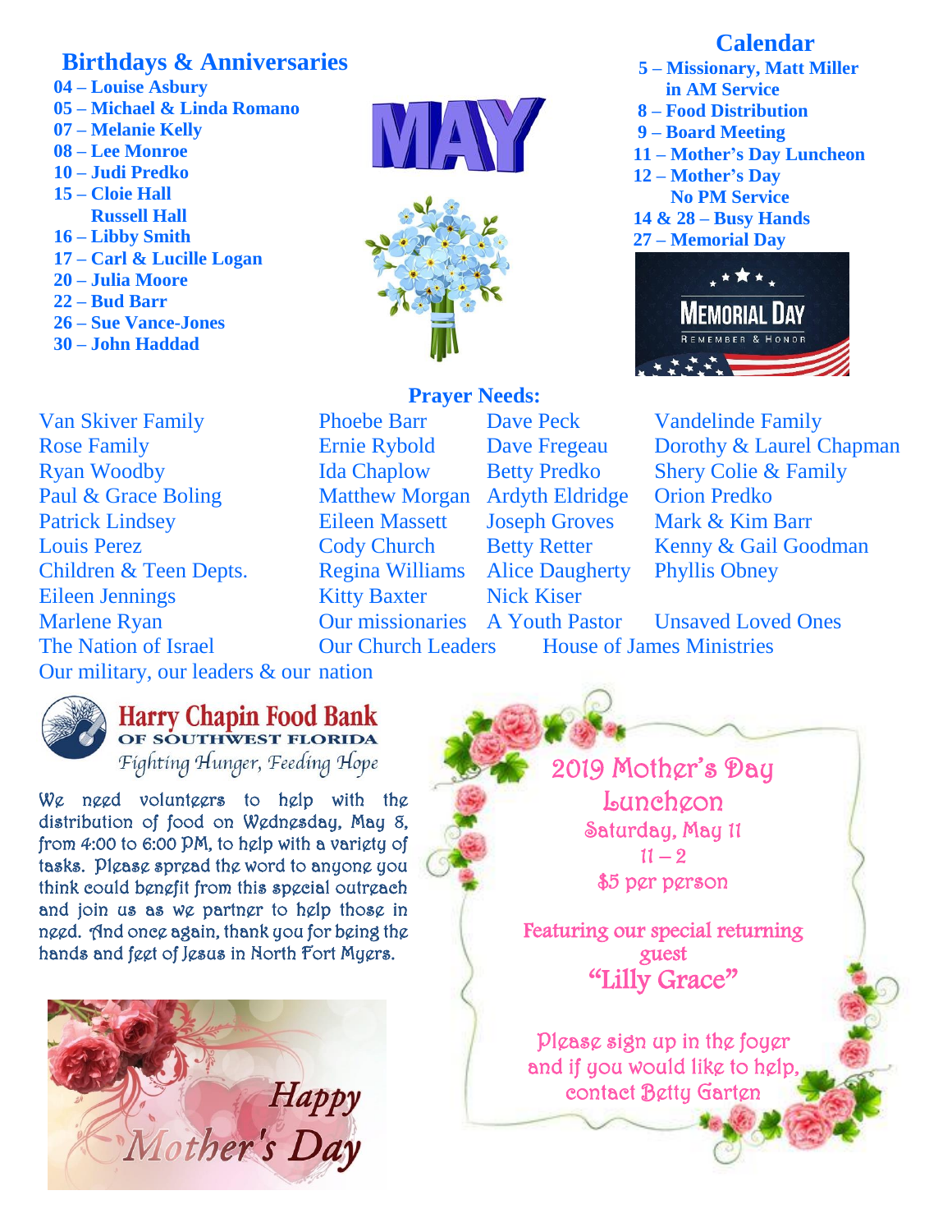## Birthdays & Anniversaries

**04 – Louise Asbury**
**05 – Michael & Linda Romano**
**07 – Melanie Kelly**
**08 – Lee Monroe**
**10 – Judi Predko**
**15 – Cloie Hall**
**Russell Hall**
**16 – Libby Smith**
**17 – Carl & Lucille Logan**
**20 – Julia Moore**
**22 – Bud Barr**
**26 – Sue Vance-Jones**
**30 – John Haddad**

MAY

## Calendar

**5 – Missionary, Matt Miller in AM Service**
**8 – Food Distribution**
**9 – Board Meeting**
**11 – Mother's Day Luncheon**
**12 – Mother's Day**
**No PM Service**
**14 & 28 – Busy Hands**
**27 – Memorial Day**

MEMORIAL DAY
REMEMBER & HONOR

## Prayer Needs:

Van Skiver Family
Rose Family
Ryan Woodby
Paul & Grace Boling
Patrick Lindsey
Louis Perez
Children & Teen Depts.
Eileen Jennings
Marlene Ryan
The Nation of Israel
Phoebe Barr
Ernie Rybold
Ida Chaplow
Matthew Morgan
Eileen Massett
Cody Church
Regina Williams
Kitty Baxter
Our missionaries
Our Church Leaders
Dave Peck
Dave Fregeau
Betty Predko
Ardyth Eldridge
Joseph Groves
Betty Retter
Alice Daugherty
Nick Kiser
A Youth Pastor
House of James Ministries
Vandelinde Family
Dorothy & Laurel Chapman
Shery Colie & Family
Orion Predko
Mark & Kim Barr
Kenny & Gail Goodman
Phyllis Obney
Unsaved Loved Ones
Our military, our leaders & our nation

**Harry Chapin Food Bank**
**OF SOUTHWEST FLORIDA**
*Fighting Hunger, Feeding Hope*

We need volunteers to help with the distribution of food on Wednesday, May 8, from 4:00 to 6:00 PM, to help with a variety of tasks. Please spread the word to anyone you think could benefit from this special outreach and join us as we partner to help those in need. And once again, thank you for being the hands and feet of Jesus in North Fort Myers.

*Happy Mother's Day*

### 2019 Mother's Day Luncheon

Saturday, May 11
11 – 2
$5 per person

Featuring our special returning guest
"Lilly Grace"

Please sign up in the foyer and if you would like to help, contact Betty Garten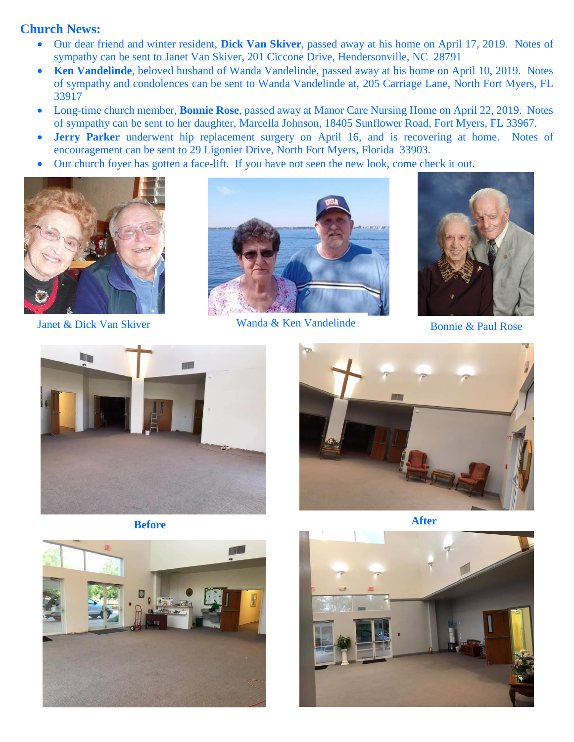## Church News:

- Our dear friend and winter resident, **Dick Van Skiver**, passed away at his home on April 17, 2019. Notes of sympathy can be sent to Janet Van Skiver, 201 Ciccone Drive, Hendersonville, NC 28791
- **Ken Vandelinde**, beloved husband of Wanda Vandelinde, passed away at his home on April 10, 2019. Notes of sympathy and condolences can be sent to Wanda Vandelinde at, 205 Carriage Lane, North Fort Myers, FL 33917
- Long-time church member, **Bonnie Rose**, passed away at Manor Care Nursing Home on April 22, 2019. Notes of sympathy can be sent to her daughter, Marcella Johnson, 18405 Sunflower Road, Fort Myers, FL 33967.
- **Jerry Parker** underwent hip replacement surgery on April 16, and is recovering at home. Notes of encouragement can be sent to 29 Ligonier Drive, North Fort Myers, Florida 33903.
- Our church foyer has gotten a face-lift. If you have not seen the new look, come check it out.

Janet & Dick Van Skiver

Wanda & Ken Vandelinde

Bonnie & Paul Rose

**Before**

**After**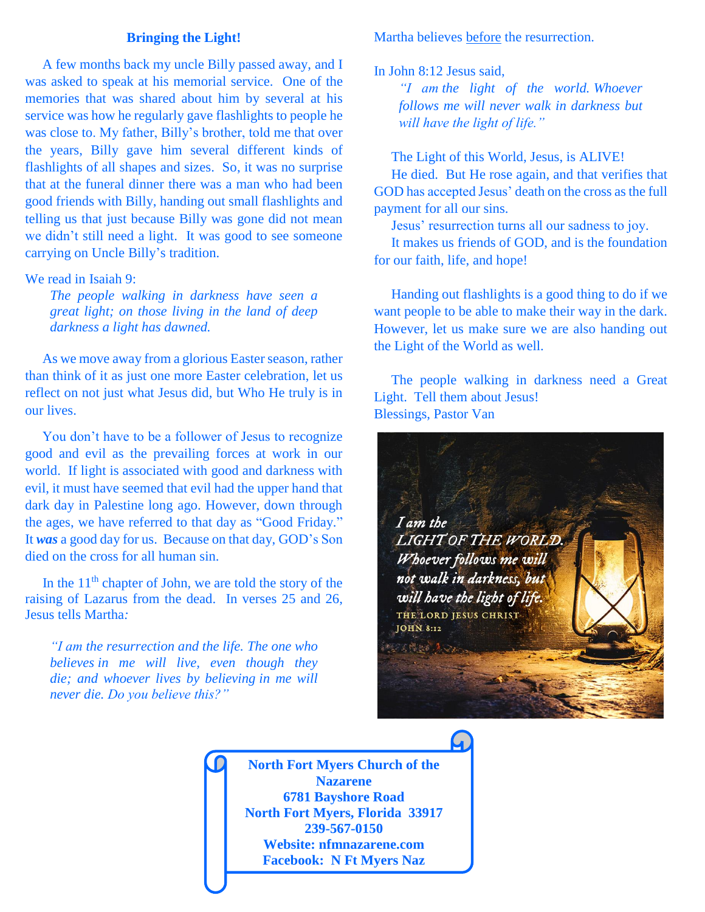## Bringing the Light!

A few months back my uncle Billy passed away, and I was asked to speak at his memorial service. One of the memories that was shared about him by several at his service was how he regularly gave flashlights to people he was close to. My father, Billy's brother, told me that over the years, Billy gave him several different kinds of flashlights of all shapes and sizes. So, it was no surprise that at the funeral dinner there was a man who had been good friends with Billy, handing out small flashlights and telling us that just because Billy was gone did not mean we didn't still need a light. It was good to see someone carrying on Uncle Billy's tradition.

We read in Isaiah 9:

> *The people walking in darkness have seen a great light; on those living in the land of deep darkness a light has dawned.*

As we move away from a glorious Easter season, rather than think of it as just one more Easter celebration, let us reflect on not just what Jesus did, but Who He truly is in our lives.

You don't have to be a follower of Jesus to recognize good and evil as the prevailing forces at work in our world. If light is associated with good and darkness with evil, it must have seemed that evil had the upper hand that dark day in Palestine long ago. However, down through the ages, we have referred to that day as "Good Friday." It ***was*** a good day for us. Because on that day, GOD's Son died on the cross for all human sin.

In the 11th chapter of John, we are told the story of the raising of Lazarus from the dead. In verses 25 and 26, Jesus tells Martha*:*

> *"I am the resurrection and the life. The one who believes in me will live, even though they die; and whoever lives by believing in me will never die. Do you believe this?"*

Martha believes before the resurrection.

In John 8:12 Jesus said,

> *"I am the light of the world. Whoever follows me will never walk in darkness but will have the light of life."*

The Light of this World, Jesus, is ALIVE!
He died. But He rose again, and that verifies that GOD has accepted Jesus' death on the cross as the full payment for all our sins.
Jesus' resurrection turns all our sadness to joy.
It makes us friends of GOD, and is the foundation for our faith, life, and hope!

Handing out flashlights is a good thing to do if we want people to be able to make their way in the dark. However, let us make sure we are also handing out the Light of the World as well.

The people walking in darkness need a Great Light. Tell them about Jesus!
Blessings, Pastor Van

*I am the LIGHT OF THE WORLD. Whoever follows me will not walk in darkness, but will have the light of life.*
THE LORD JESUS CHRIST
JOHN 8:12

**North Fort Myers Church of the Nazarene**
**6781 Bayshore Road**
**North Fort Myers, Florida 33917**
**239-567-0150**
**Website: nfmnazarene.com**
**Facebook: N Ft Myers Naz**